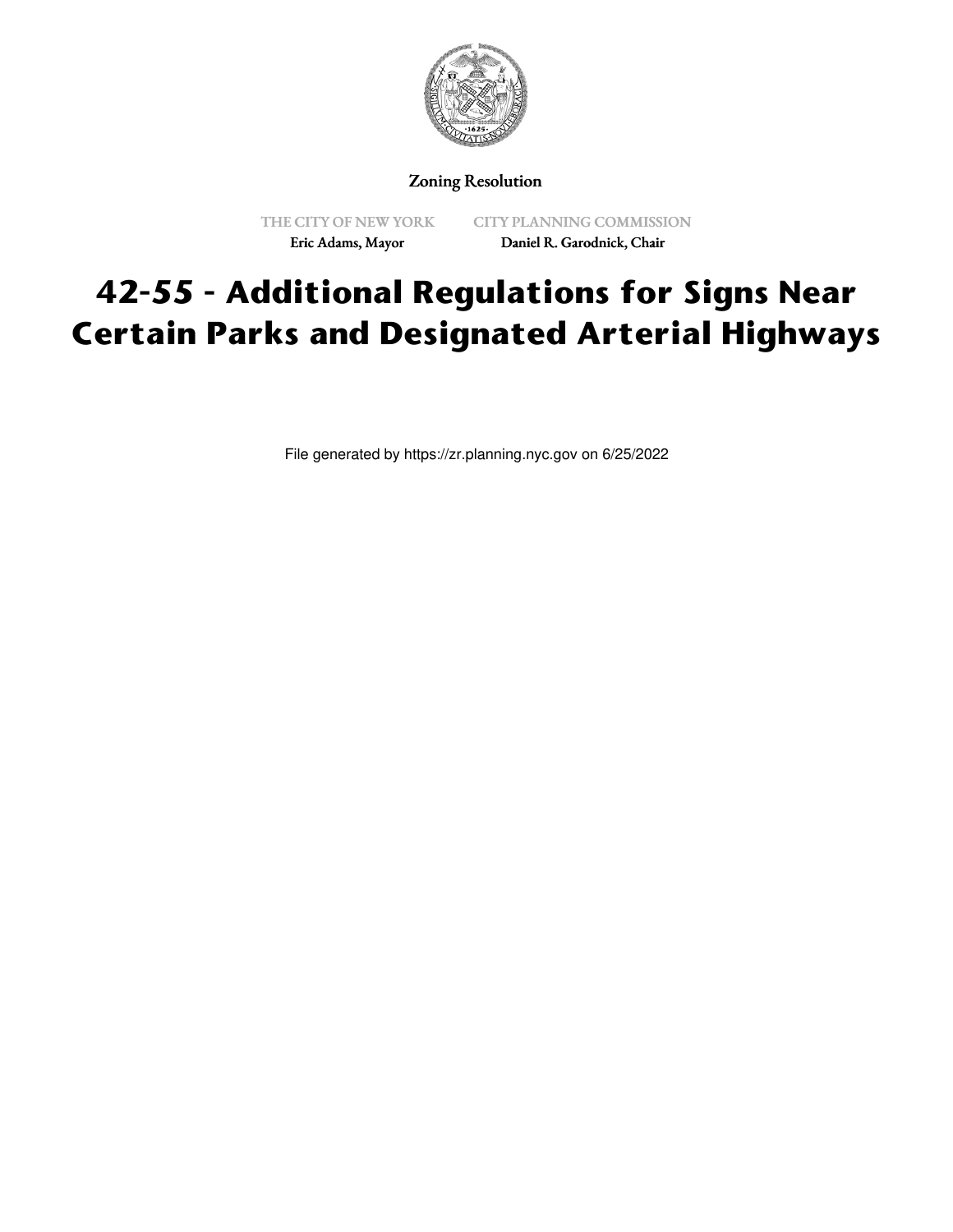Zoning Resolution

THE CITY OF NEW YORK
Eric Adams, Mayor

CITY PLANNING COMMISSION
Daniel R. Garodnick, Chair

# 42-55 - Additional Regulations for Signs Near Certain Parks and Designated Arterial Highways

File generated by https://zr.planning.nyc.gov on 6/25/2022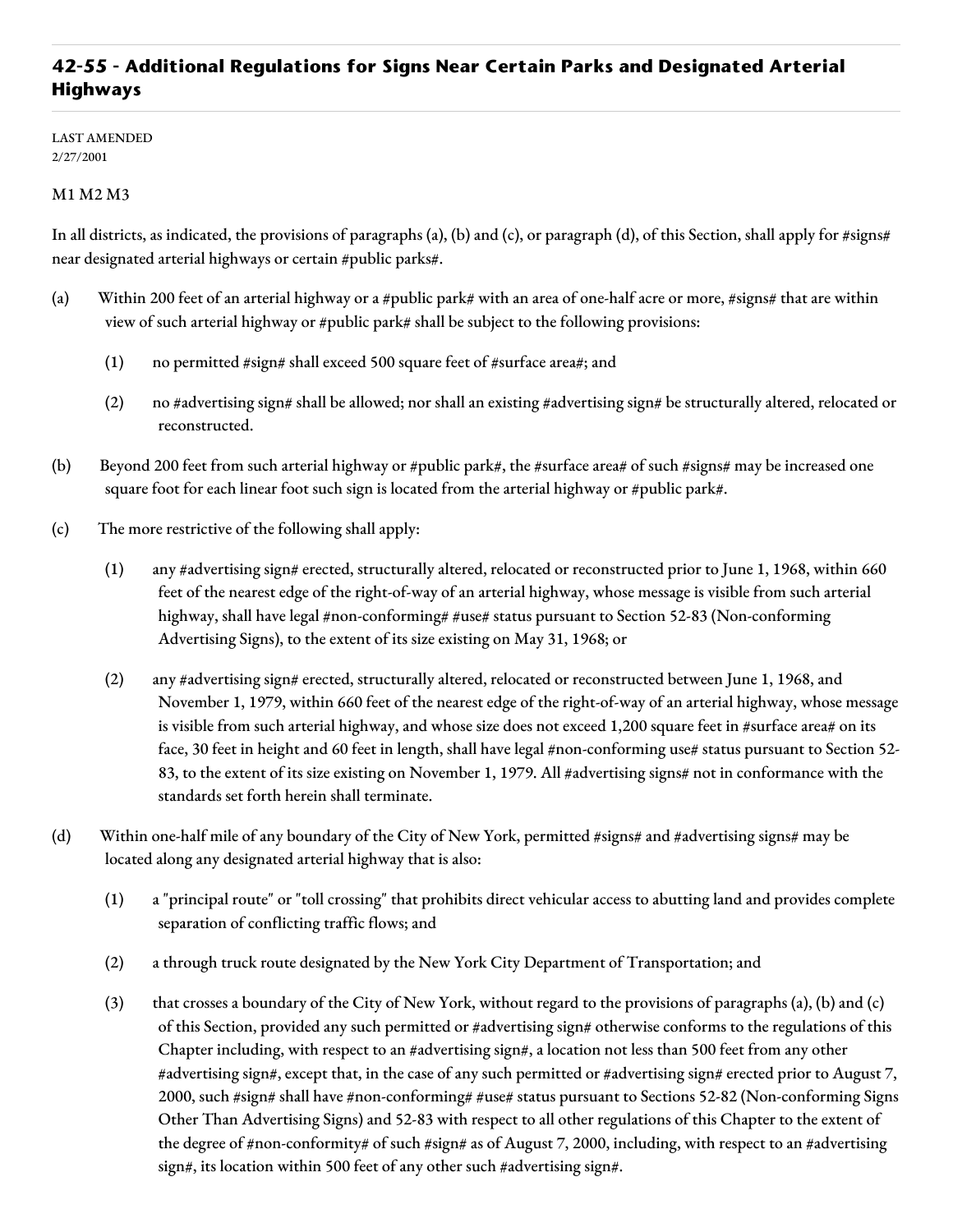## 42-55 - Additional Regulations for Signs Near Certain Parks and Designated Arterial Highways

LAST AMENDED
2/27/2001

M1 M2 M3

In all districts, as indicated, the provisions of paragraphs (a), (b) and (c), or paragraph (d), of this Section, shall apply for #signs# near designated arterial highways or certain #public parks#.

(a) Within 200 feet of an arterial highway or a #public park# with an area of one-half acre or more, #signs# that are within view of such arterial highway or #public park# shall be subject to the following provisions:

  (1) no permitted #sign# shall exceed 500 square feet of #surface area#; and

  (2) no #advertising sign# shall be allowed; nor shall an existing #advertising sign# be structurally altered, relocated or reconstructed.

(b) Beyond 200 feet from such arterial highway or #public park#, the #surface area# of such #signs# may be increased one square foot for each linear foot such sign is located from the arterial highway or #public park#.

(c) The more restrictive of the following shall apply:

  (1) any #advertising sign# erected, structurally altered, relocated or reconstructed prior to June 1, 1968, within 660 feet of the nearest edge of the right-of-way of an arterial highway, whose message is visible from such arterial highway, shall have legal #non-conforming# #use# status pursuant to Section 52-83 (Non-conforming Advertising Signs), to the extent of its size existing on May 31, 1968; or

  (2) any #advertising sign# erected, structurally altered, relocated or reconstructed between June 1, 1968, and November 1, 1979, within 660 feet of the nearest edge of the right-of-way of an arterial highway, whose message is visible from such arterial highway, and whose size does not exceed 1,200 square feet in #surface area# on its face, 30 feet in height and 60 feet in length, shall have legal #non-conforming use# status pursuant to Section 52-83, to the extent of its size existing on November 1, 1979. All #advertising signs# not in conformance with the standards set forth herein shall terminate.

(d) Within one-half mile of any boundary of the City of New York, permitted #signs# and #advertising signs# may be located along any designated arterial highway that is also:

  (1) a "principal route" or "toll crossing" that prohibits direct vehicular access to abutting land and provides complete separation of conflicting traffic flows; and

  (2) a through truck route designated by the New York City Department of Transportation; and

  (3) that crosses a boundary of the City of New York, without regard to the provisions of paragraphs (a), (b) and (c) of this Section, provided any such permitted or #advertising sign# otherwise conforms to the regulations of this Chapter including, with respect to an #advertising sign#, a location not less than 500 feet from any other #advertising sign#, except that, in the case of any such permitted or #advertising sign# erected prior to August 7, 2000, such #sign# shall have #non-conforming# #use# status pursuant to Sections 52-82 (Non-conforming Signs Other Than Advertising Signs) and 52-83 with respect to all other regulations of this Chapter to the extent of the degree of #non-conformity# of such #sign# as of August 7, 2000, including, with respect to an #advertising sign#, its location within 500 feet of any other such #advertising sign#.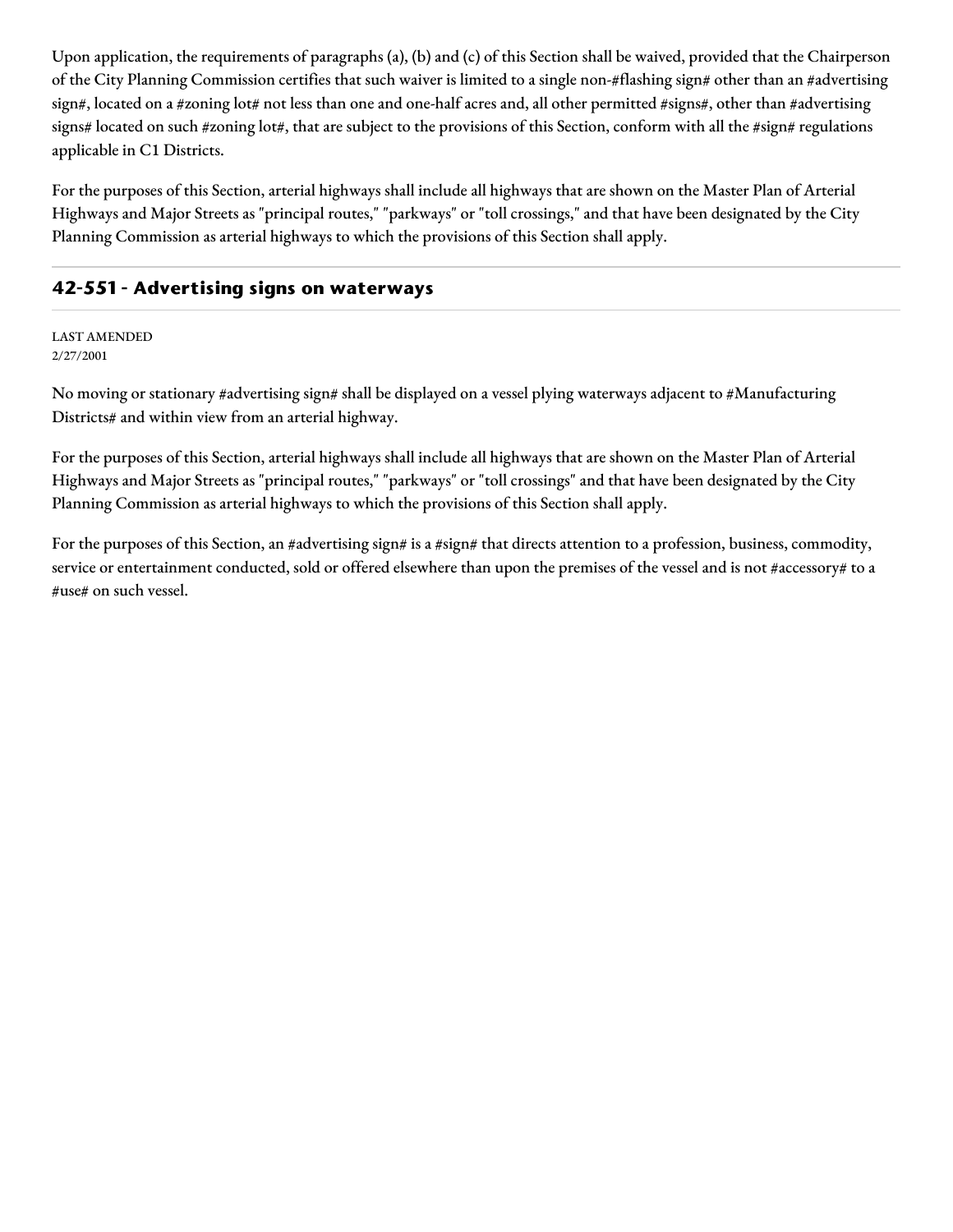Upon application, the requirements of paragraphs (a), (b) and (c) of this Section shall be waived, provided that the Chairperson of the City Planning Commission certifies that such waiver is limited to a single non-#flashing sign# other than an #advertising sign#, located on a #zoning lot# not less than one and one-half acres and, all other permitted #signs#, other than #advertising signs# located on such #zoning lot#, that are subject to the provisions of this Section, conform with all the #sign# regulations applicable in C1 Districts.

For the purposes of this Section, arterial highways shall include all highways that are shown on the Master Plan of Arterial Highways and Major Streets as "principal routes," "parkways" or "toll crossings," and that have been designated by the City Planning Commission as arterial highways to which the provisions of this Section shall apply.

## 42-551 - Advertising signs on waterways

LAST AMENDED
2/27/2001

No moving or stationary #advertising sign# shall be displayed on a vessel plying waterways adjacent to #Manufacturing Districts# and within view from an arterial highway.

For the purposes of this Section, arterial highways shall include all highways that are shown on the Master Plan of Arterial Highways and Major Streets as "principal routes," "parkways" or "toll crossings" and that have been designated by the City Planning Commission as arterial highways to which the provisions of this Section shall apply.

For the purposes of this Section, an #advertising sign# is a #sign# that directs attention to a profession, business, commodity, service or entertainment conducted, sold or offered elsewhere than upon the premises of the vessel and is not #accessory# to a #use# on such vessel.